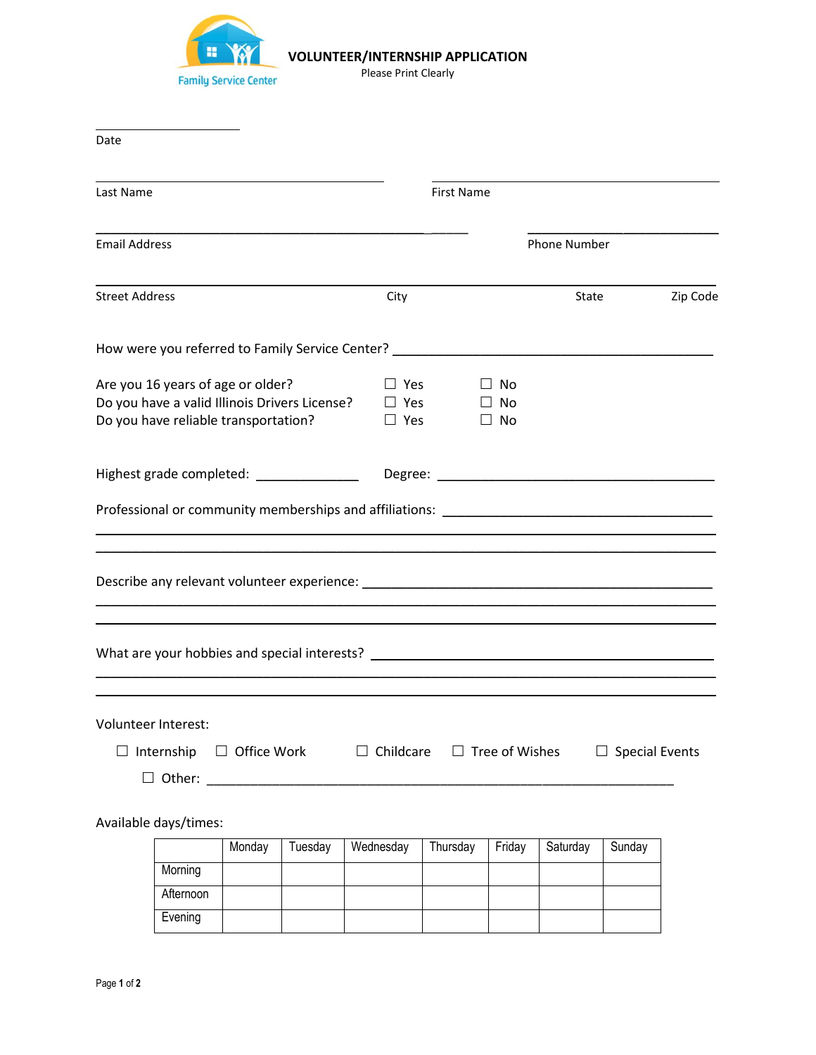Family Service Center

# VOLUNTEER/INTERNSHIP APPLICATION

Please Print Clearly

____________________
Date

____________________________________ ____________________________________
Last Name First Name

____________________________________ ____________________
Email Address Phone Number

________________________________________________________________________
Street Address City State Zip Code

How were you referred to Family Service Center? ____________________________________

Are you 16 years of age or older? ☐ Yes ☐ No
Do you have a valid Illinois Drivers License? ☐ Yes ☐ No
Do you have reliable transportation? ☐ Yes ☐ No

Highest grade completed: ______________ Degree: ____________________________________

Professional or community memberships and affiliations: ______________________________
________________________________________________________________________
________________________________________________________________________

Describe any relevant volunteer experience: ____________________________________
________________________________________________________________________
________________________________________________________________________

What are your hobbies and special interests? ____________________________________
________________________________________________________________________
________________________________________________________________________

Volunteer Interest:

☐ Internship ☐ Office Work ☐ Childcare ☐ Tree of Wishes ☐ Special Events

☐ Other: ____________________________________________________________

Available days/times:

| | Monday | Tuesday | Wednesday | Thursday | Friday | Saturday | Sunday |
|---|---|---|---|---|---|---|---|
| Morning | | | | | | | |
| Afternoon | | | | | | | |
| Evening | | | | | | | |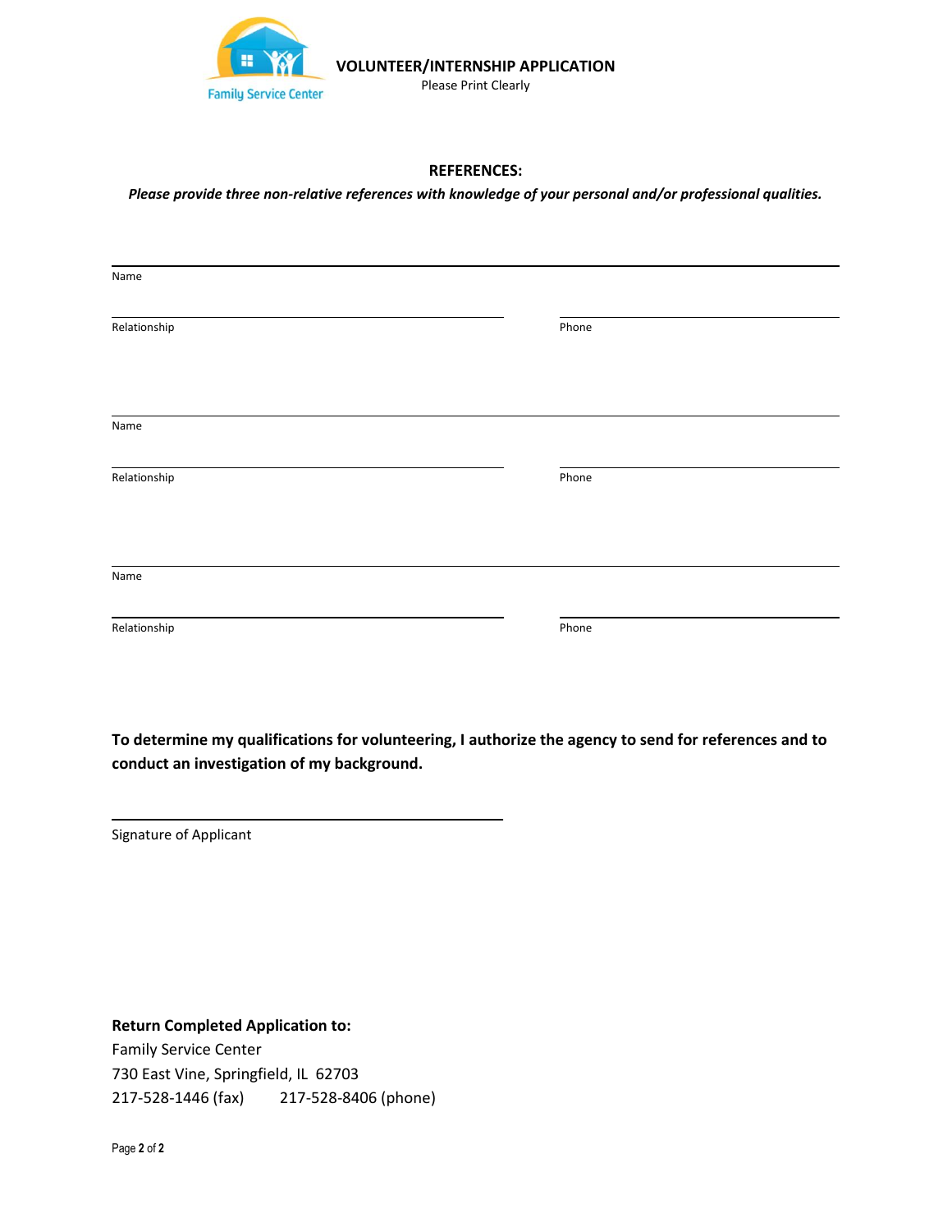Family Service Center

**VOLUNTEER/INTERNSHIP APPLICATION**

Please Print Clearly

## REFERENCES:

***Please provide three non-relative references with knowledge of your personal and/or professional qualities.***

Name

Relationship

Phone

Name

Relationship

Phone

Name

Relationship

Phone

**To determine my qualifications for volunteering, I authorize the agency to send for references and to conduct an investigation of my background.**

Signature of Applicant

**Return Completed Application to:**

Family Service Center

730 East Vine, Springfield, IL 62703

217-528-1446 (fax) 217-528-8406 (phone)